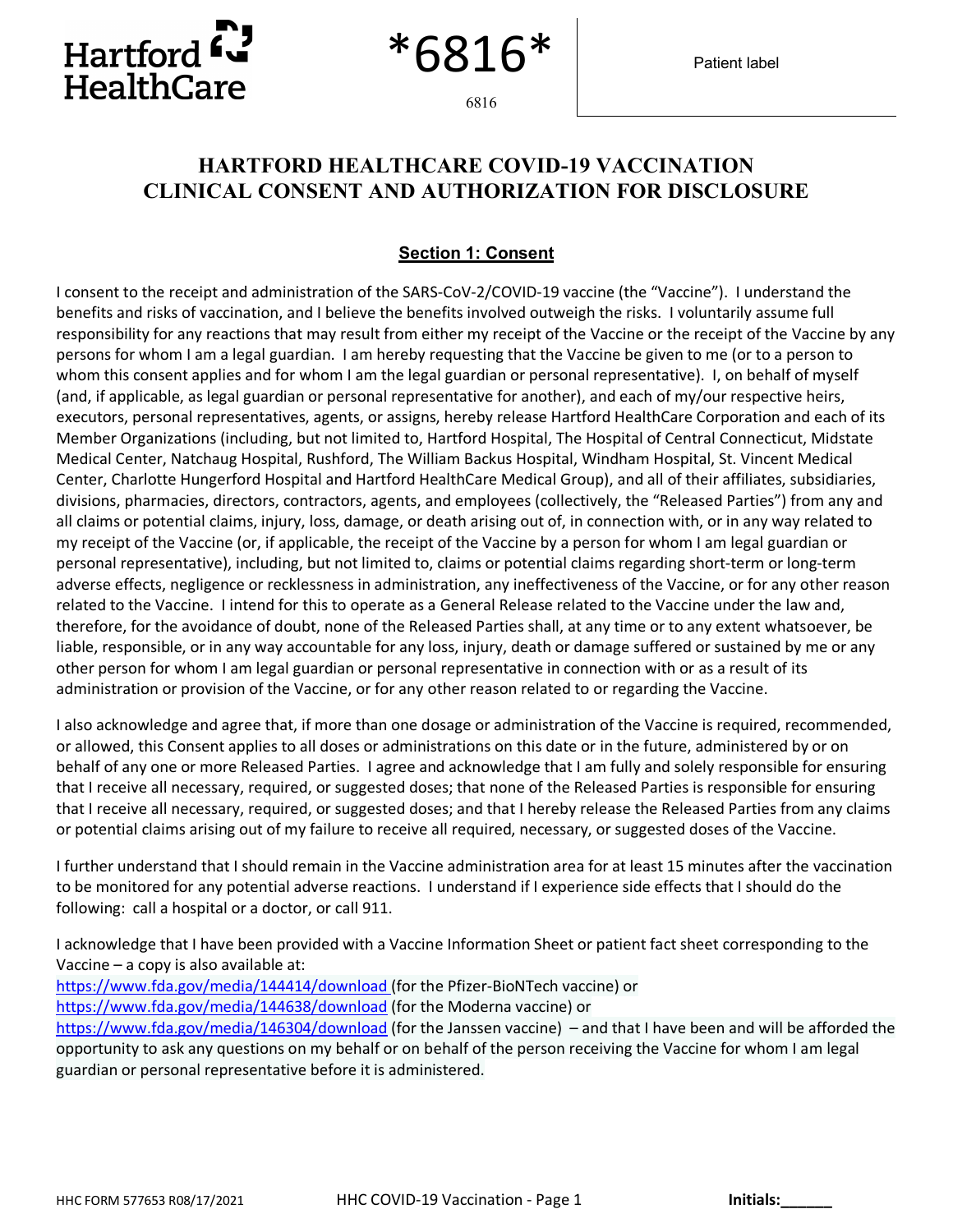Hartford HealthCare

*6816*

6816

Patient label

# HARTFORD HEALTHCARE COVID-19 VACCINATION CLINICAL CONSENT AND AUTHORIZATION FOR DISCLOSURE

## Section 1: Consent

I consent to the receipt and administration of the SARS-CoV-2/COVID-19 vaccine (the "Vaccine"). I understand the benefits and risks of vaccination, and I believe the benefits involved outweigh the risks. I voluntarily assume full responsibility for any reactions that may result from either my receipt of the Vaccine or the receipt of the Vaccine by any persons for whom I am a legal guardian. I am hereby requesting that the Vaccine be given to me (or to a person to whom this consent applies and for whom I am the legal guardian or personal representative). I, on behalf of myself (and, if applicable, as legal guardian or personal representative for another), and each of my/our respective heirs, executors, personal representatives, agents, or assigns, hereby release Hartford HealthCare Corporation and each of its Member Organizations (including, but not limited to, Hartford Hospital, The Hospital of Central Connecticut, Midstate Medical Center, Natchaug Hospital, Rushford, The William Backus Hospital, Windham Hospital, St. Vincent Medical Center, Charlotte Hungerford Hospital and Hartford HealthCare Medical Group), and all of their affiliates, subsidiaries, divisions, pharmacies, directors, contractors, agents, and employees (collectively, the "Released Parties") from any and all claims or potential claims, injury, loss, damage, or death arising out of, in connection with, or in any way related to my receipt of the Vaccine (or, if applicable, the receipt of the Vaccine by a person for whom I am legal guardian or personal representative), including, but not limited to, claims or potential claims regarding short-term or long-term adverse effects, negligence or recklessness in administration, any ineffectiveness of the Vaccine, or for any other reason related to the Vaccine. I intend for this to operate as a General Release related to the Vaccine under the law and, therefore, for the avoidance of doubt, none of the Released Parties shall, at any time or to any extent whatsoever, be liable, responsible, or in any way accountable for any loss, injury, death or damage suffered or sustained by me or any other person for whom I am legal guardian or personal representative in connection with or as a result of its administration or provision of the Vaccine, or for any other reason related to or regarding the Vaccine.

I also acknowledge and agree that, if more than one dosage or administration of the Vaccine is required, recommended, or allowed, this Consent applies to all doses or administrations on this date or in the future, administered by or on behalf of any one or more Released Parties. I agree and acknowledge that I am fully and solely responsible for ensuring that I receive all necessary, required, or suggested doses; that none of the Released Parties is responsible for ensuring that I receive all necessary, required, or suggested doses; and that I hereby release the Released Parties from any claims or potential claims arising out of my failure to receive all required, necessary, or suggested doses of the Vaccine.

I further understand that I should remain in the Vaccine administration area for at least 15 minutes after the vaccination to be monitored for any potential adverse reactions. I understand if I experience side effects that I should do the following: call a hospital or a doctor, or call 911.

I acknowledge that I have been provided with a Vaccine Information Sheet or patient fact sheet corresponding to the Vaccine – a copy is also available at:
https://www.fda.gov/media/144414/download (for the Pfizer-BioNTech vaccine) or
https://www.fda.gov/media/144638/download (for the Moderna vaccine) or
https://www.fda.gov/media/146304/download (for the Janssen vaccine) – and that I have been and will be afforded the opportunity to ask any questions on my behalf or on behalf of the person receiving the Vaccine for whom I am legal guardian or personal representative before it is administered.

HHC FORM 577653 R08/17/2021

**Initials:______**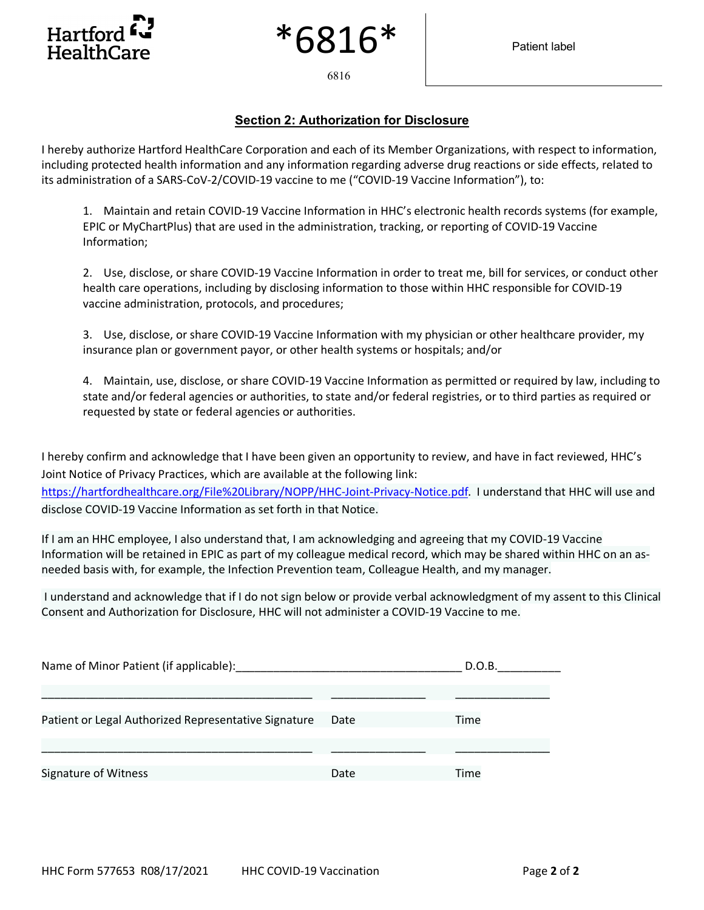Hartford HealthCare

*6816*

6816

Patient label

## Section 2: Authorization for Disclosure

I hereby authorize Hartford HealthCare Corporation and each of its Member Organizations, with respect to information, including protected health information and any information regarding adverse drug reactions or side effects, related to its administration of a SARS-CoV-2/COVID-19 vaccine to me ("COVID-19 Vaccine Information"), to:

1. Maintain and retain COVID-19 Vaccine Information in HHC's electronic health records systems (for example, EPIC or MyChartPlus) that are used in the administration, tracking, or reporting of COVID-19 Vaccine Information;

2. Use, disclose, or share COVID-19 Vaccine Information in order to treat me, bill for services, or conduct other health care operations, including by disclosing information to those within HHC responsible for COVID-19 vaccine administration, protocols, and procedures;

3. Use, disclose, or share COVID-19 Vaccine Information with my physician or other healthcare provider, my insurance plan or government payor, or other health systems or hospitals; and/or

4. Maintain, use, disclose, or share COVID-19 Vaccine Information as permitted or required by law, including to state and/or federal agencies or authorities, to state and/or federal registries, or to third parties as required or requested by state or federal agencies or authorities.

I hereby confirm and acknowledge that I have been given an opportunity to review, and have in fact reviewed, HHC's Joint Notice of Privacy Practices, which are available at the following link: https://hartfordhealthcare.org/File%20Library/NOPP/HHC-Joint-Privacy-Notice.pdf. I understand that HHC will use and disclose COVID-19 Vaccine Information as set forth in that Notice.

If I am an HHC employee, I also understand that, I am acknowledging and agreeing that my COVID-19 Vaccine Information will be retained in EPIC as part of my colleague medical record, which may be shared within HHC on an as-needed basis with, for example, the Infection Prevention team, Colleague Health, and my manager.

I understand and acknowledge that if I do not sign below or provide verbal acknowledgment of my assent to this Clinical Consent and Authorization for Disclosure, HHC will not administer a COVID-19 Vaccine to me.

Name of Minor Patient (if applicable):___________________________________ D.O.B.__________

_____________________________________________ _______________ _______________

Patient or Legal Authorized Representative Signature     Date     Time

_____________________________________________ _______________ _______________

Signature of Witness     Date     Time

HHC Form 577653 R08/17/2021     HHC COVID-19 Vaccination